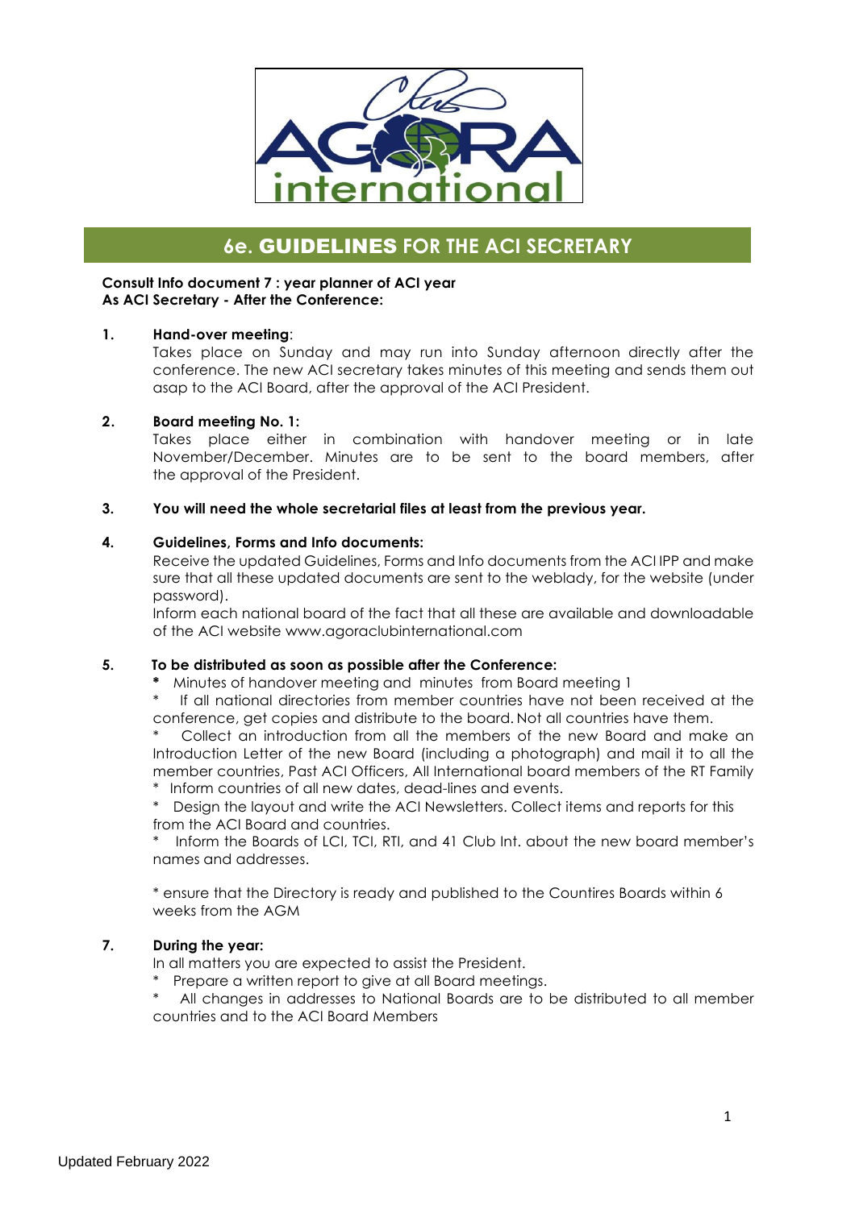# 6e. GUIDELINES FOR THE ACI SECRETARY

**Consult Info document 7 : year planner of ACI year**
**As ACI Secretary - After the Conference:**

**1. Hand-over meeting**:
Takes place on Sunday and may run into Sunday afternoon directly after the conference. The new ACI secretary takes minutes of this meeting and sends them out asap to the ACI Board, after the approval of the ACI President.

**2. Board meeting No. 1:**
Takes place either in combination with handover meeting or in late November/December. Minutes are to be sent to the board members, after the approval of the President.

**3. You will need the whole secretarial files at least from the previous year.**

**4. Guidelines, Forms and Info documents:**
Receive the updated Guidelines, Forms and Info documents from the ACI IPP and make sure that all these updated documents are sent to the weblady, for the website (under password).
Inform each national board of the fact that all these are available and downloadable of the ACI website www.agoraclubinternational.com

**5. To be distributed as soon as possible after the Conference:**

* Minutes of handover meeting and minutes from Board meeting 1
* If all national directories from member countries have not been received at the conference, get copies and distribute to the board. Not all countries have them.
* Collect an introduction from all the members of the new Board and make an Introduction Letter of the new Board (including a photograph) and mail it to all the member countries, Past ACI Officers, All International board members of the RT Family
* Inform countries of all new dates, dead-lines and events.
* Design the layout and write the ACI Newsletters. Collect items and reports for this from the ACI Board and countries.
* Inform the Boards of LCI, TCI, RTI, and 41 Club Int. about the new board member's names and addresses.

* ensure that the Directory is ready and published to the Countires Boards within 6 weeks from the AGM

**7. During the year:**
In all matters you are expected to assist the President.

* Prepare a written report to give at all Board meetings.
* All changes in addresses to National Boards are to be distributed to all member countries and to the ACI Board Members

Updated February 2022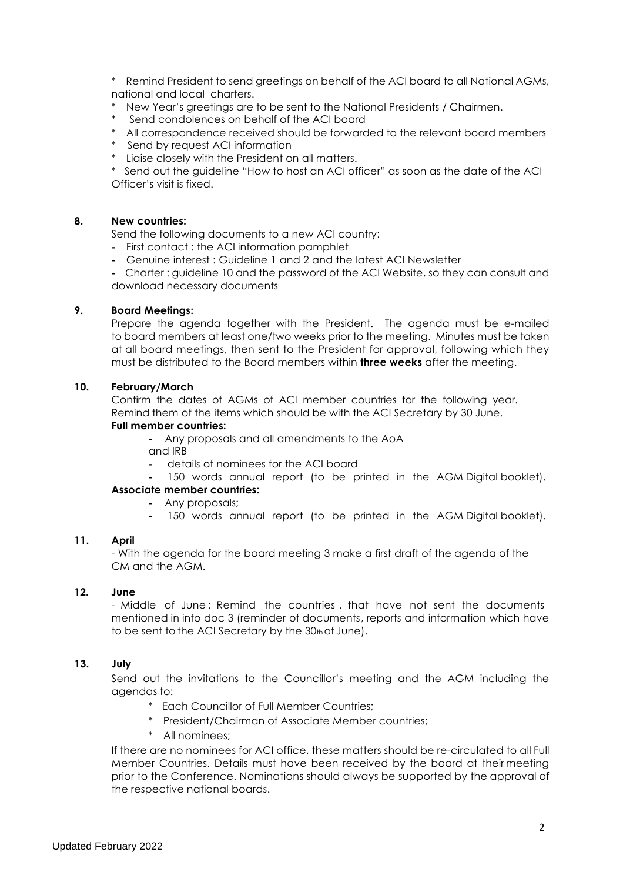* Remind President to send greetings on behalf of the ACI board to all National AGMs, national and local charters.
* New Year's greetings are to be sent to the National Presidents / Chairmen.
* Send condolences on behalf of the ACI board
* All correspondence received should be forwarded to the relevant board members
* Send by request ACI information
* Liaise closely with the President on all matters.
* Send out the guideline "How to host an ACI officer" as soon as the date of the ACI Officer's visit is fixed.

**8. New countries:**

Send the following documents to a new ACI country:

- First contact : the ACI information pamphlet
- Genuine interest : Guideline 1 and 2 and the latest ACI Newsletter
- Charter : guideline 10 and the password of the ACI Website, so they can consult and download necessary documents

**9. Board Meetings:**

Prepare the agenda together with the President. The agenda must be e-mailed to board members at least one/two weeks prior to the meeting. Minutes must be taken at all board meetings, then sent to the President for approval, following which they must be distributed to the Board members within **three weeks** after the meeting.

**10. February/March**

Confirm the dates of AGMs of ACI member countries for the following year. Remind them of the items which should be with the ACI Secretary by 30 June.

**Full member countries:**

- Any proposals and all amendments to the AoA and IRB
- details of nominees for the ACI board
- 150 words annual report (to be printed in the AGM Digital booklet).

**Associate member countries:**

- Any proposals;
- 150 words annual report (to be printed in the AGM Digital booklet).

**11. April**

- With the agenda for the board meeting 3 make a first draft of the agenda of the CM and the AGM.

**12. June**

- Middle of June : Remind the countries , that have not sent the documents mentioned in info doc 3 (reminder of documents, reports and information which have to be sent to the ACI Secretary by the 30th of June).

**13. July**

Send out the invitations to the Councillor's meeting and the AGM including the agendas to:

* Each Councillor of Full Member Countries;
* President/Chairman of Associate Member countries;
* All nominees;

If there are no nominees for ACI office, these matters should be re-circulated to all Full Member Countries. Details must have been received by the board at their meeting prior to the Conference. Nominations should always be supported by the approval of the respective national boards.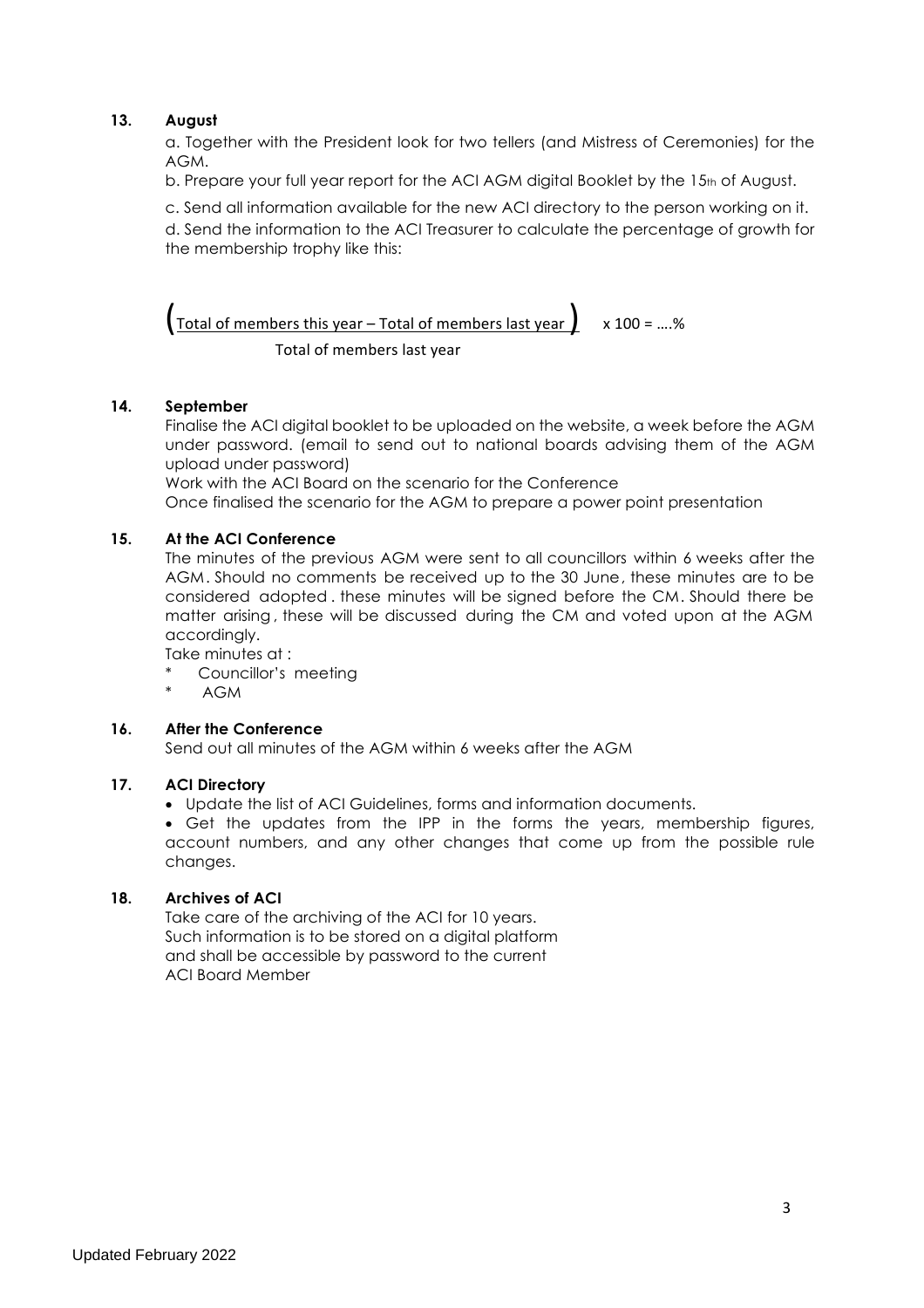**13. August**

a. Together with the President look for two tellers (and Mistress of Ceremonies) for the AGM.

b. Prepare your full year report for the ACI AGM digital Booklet by the 15th of August.

c. Send all information available for the new ACI directory to the person working on it.

d. Send the information to the ACI Treasurer to calculate the percentage of growth for the membership trophy like this:

$$\left(\frac{\text{Total of members this year} - \text{Total of members last year}}{\text{Total of members last year}}\right) \times 100 = \text{....}\%$$

**14. September**

Finalise the ACI digital booklet to be uploaded on the website, a week before the AGM under password. (email to send out to national boards advising them of the AGM upload under password)

Work with the ACI Board on the scenario for the Conference

Once finalised the scenario for the AGM to prepare a power point presentation

**15. At the ACI Conference**

The minutes of the previous AGM were sent to all councillors within 6 weeks after the AGM. Should no comments be received up to the 30 June, these minutes are to be considered adopted. these minutes will be signed before the CM. Should there be matter arising, these will be discussed during the CM and voted upon at the AGM accordingly.

Take minutes at :

* Councillor's meeting
* AGM

**16. After the Conference**

Send out all minutes of the AGM within 6 weeks after the AGM

**17. ACI Directory**

- Update the list of ACI Guidelines, forms and information documents.
- Get the updates from the IPP in the forms the years, membership figures, account numbers, and any other changes that come up from the possible rule changes.

**18. Archives of ACI**

Take care of the archiving of the ACI for 10 years.
Such information is to be stored on a digital platform
and shall be accessible by password to the current
ACI Board Member

Updated February 2022